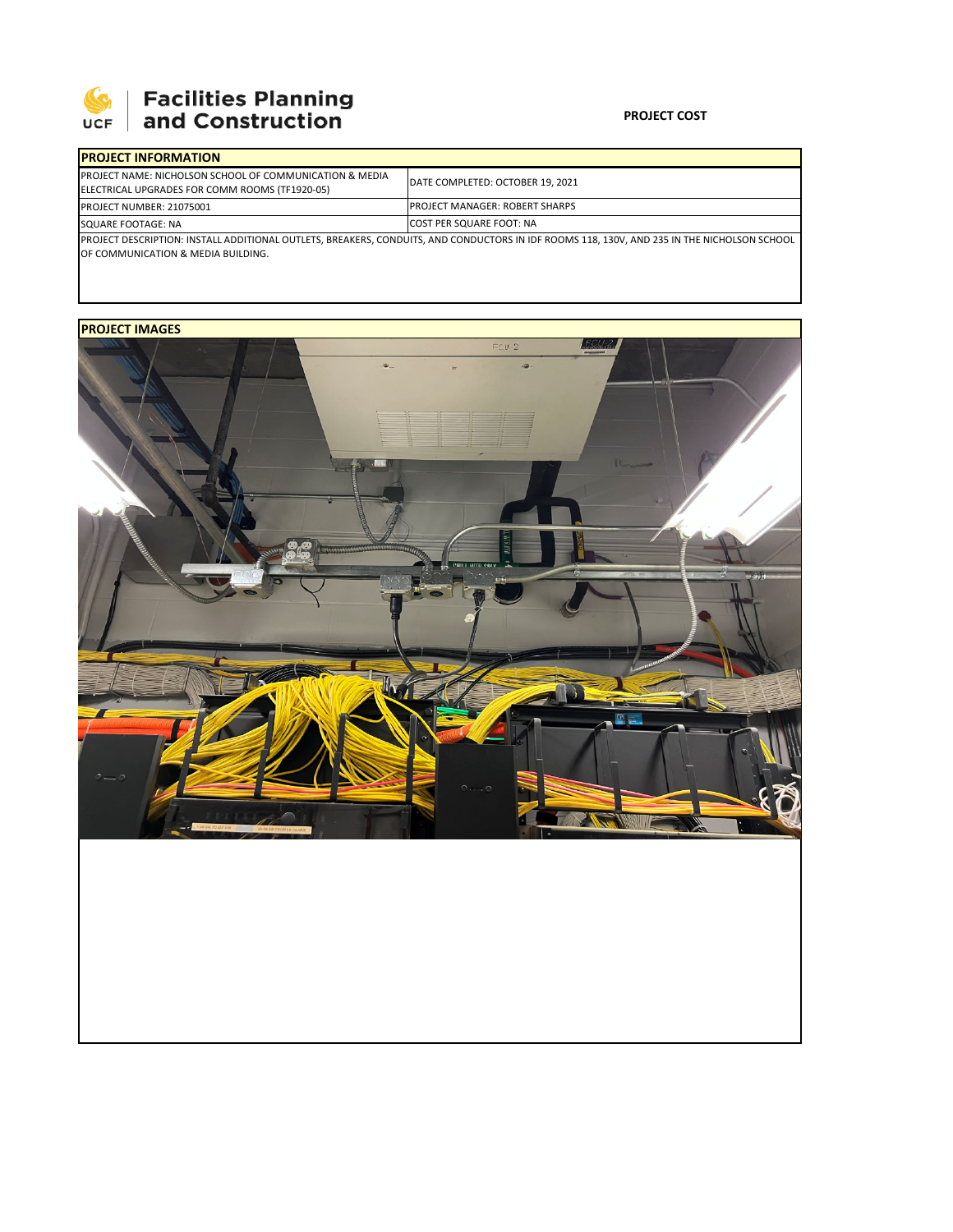Facilities Planning and Construction

**PROJECT COST**

| PROJECT INFORMATION | |
|---|---|
| PROJECT NAME: NICHOLSON SCHOOL OF COMMUNICATION & MEDIA ELECTRICAL UPGRADES FOR COMM ROOMS (TF1920-05) | DATE COMPLETED: OCTOBER 19, 2021 |
| PROJECT NUMBER: 21075001 | PROJECT MANAGER: ROBERT SHARPS |
| SQUARE FOOTAGE: NA | COST PER SQUARE FOOT: NA |
| PROJECT DESCRIPTION: INSTALL ADDITIONAL OUTLETS, BREAKERS, CONDUITS, AND CONDUCTORS IN IDF ROOMS 118, 130V, AND 235 IN THE NICHOLSON SCHOOL OF COMMUNICATION & MEDIA BUILDING. | |

**PROJECT IMAGES**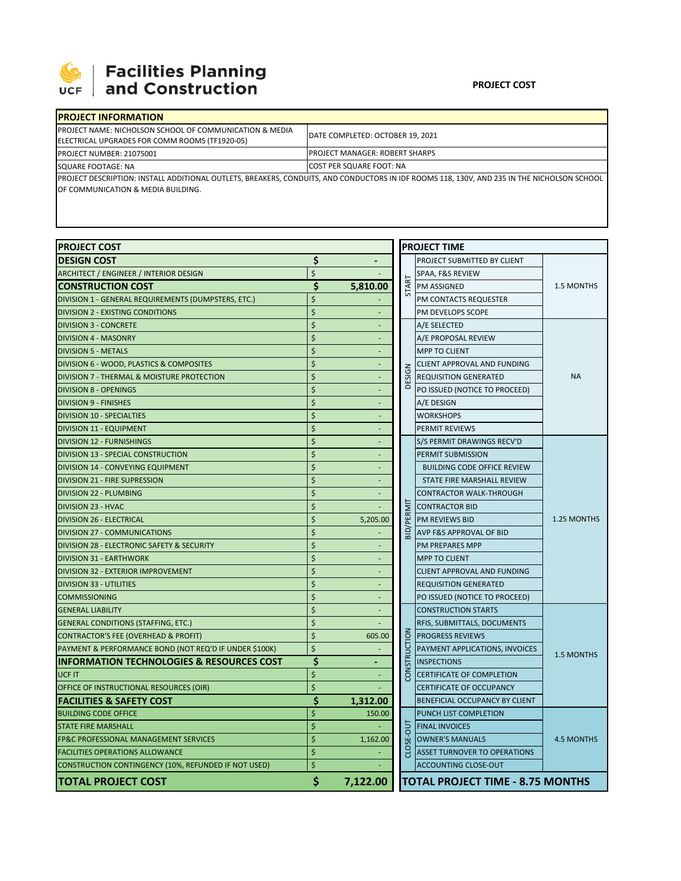Facilities Planning and Construction

**PROJECT COST**

| PROJECT INFORMATION | |
|---|---|
| PROJECT NAME: NICHOLSON SCHOOL OF COMMUNICATION & MEDIA ELECTRICAL UPGRADES FOR COMM ROOMS (TF1920-05) | DATE COMPLETED: OCTOBER 19, 2021 |
| PROJECT NUMBER: 21075001 | PROJECT MANAGER: ROBERT SHARPS |
| SQUARE FOOTAGE: NA | COST PER SQUARE FOOT: NA |
| PROJECT DESCRIPTION: INSTALL ADDITIONAL OUTLETS, BREAKERS, CONDUITS, AND CONDUCTORS IN IDF ROOMS 118, 130V, AND 235 IN THE NICHOLSON SCHOOL OF COMMUNICATION & MEDIA BUILDING. | |

| PROJECT COST | | |
|---|---|---|
| **DESIGN COST** | **$** | **-** |
| ARCHITECT / ENGINEER / INTERIOR DESIGN | $ | - |
| **CONSTRUCTION COST** | **$** | **5,810.00** |
| DIVISION 1 - GENERAL REQUIREMENTS (DUMPSTERS, ETC.) | $ | - |
| DIVISION 2 - EXISTING CONDITIONS | $ | - |
| DIVISION 3 - CONCRETE | $ | - |
| DIVISION 4 - MASONRY | $ | - |
| DIVISION 5 - METALS | $ | - |
| DIVISION 6 - WOOD, PLASTICS & COMPOSITES | $ | - |
| DIVISION 7 - THERMAL & MOISTURE PROTECTION | $ | - |
| DIVISION 8 - OPENINGS | $ | - |
| DIVISION 9 - FINISHES | $ | - |
| DIVISION 10 - SPECIALTIES | $ | - |
| DIVISION 11 - EQUIPMENT | $ | - |
| DIVISION 12 - FURNISHINGS | $ | - |
| DIVISION 13 - SPECIAL CONSTRUCTION | $ | - |
| DIVISION 14 - CONVEYING EQUIPMENT | $ | - |
| DIVISION 21 - FIRE SUPRESSION | $ | - |
| DIVISION 22 - PLUMBING | $ | - |
| DIVISION 23 - HVAC | $ | - |
| DIVISION 26 - ELECTRICAL | $ | 5,205.00 |
| DIVISION 27 - COMMUNICATIONS | $ | - |
| DIVISION 28 - ELECTRONIC SAFETY & SECURITY | $ | - |
| DIVISION 31 - EARTHWORK | $ | - |
| DIVISION 32 - EXTERIOR IMPROVEMENT | $ | - |
| DIVISION 33 - UTILITIES | $ | - |
| COMMISSIONING | $ | - |
| GENERAL LIABILITY | $ | - |
| GENERAL CONDITIONS (STAFFING, ETC.) | $ | - |
| CONTRACTOR'S FEE (OVERHEAD & PROFIT) | $ | 605.00 |
| PAYMENT & PERFORMANCE BOND (NOT REQ'D IF UNDER $100K) | $ | - |
| **INFORMATION TECHNOLOGIES & RESOURCES COST** | **$** | **-** |
| UCF IT | $ | - |
| OFFICE OF INSTRUCTIONAL RESOURCES (OIR) | $ | - |
| **FACILITIES & SAFETY COST** | **$** | **1,312.00** |
| BUILDING CODE OFFICE | $ | 150.00 |
| STATE FIRE MARSHALL | $ | - |
| FP&C PROFESSIONAL MANAGEMENT SERVICES | $ | 1,162.00 |
| FACILITIES OPERATIONS ALLOWANCE | $ | - |
| CONSTRUCTION CONTINGENCY (10%, REFUNDED IF NOT USED) | $ | - |
| **TOTAL PROJECT COST** | **$** | **7,122.00** |

| PROJECT TIME | | |
|---|---|---|
| START | PROJECT SUBMITTED BY CLIENT | 1.5 MONTHS |
| | SPAA, F&S REVIEW | |
| | PM ASSIGNED | |
| | PM CONTACTS REQUESTER | |
| | PM DEVELOPS SCOPE | |
| DESIGN | A/E SELECTED | NA |
| | A/E PROPOSAL REVIEW | |
| | MPP TO CLIENT | |
| | CLIENT APPROVAL AND FUNDING | |
| | REQUISITION GENERATED | |
| | PO ISSUED (NOTICE TO PROCEED) | |
| | A/E DESIGN | |
| | WORKSHOPS | |
| | PERMIT REVIEWS | |
| BID/PERMIT | S/S PERMIT DRAWINGS RECV'D | 1.25 MONTHS |
| | PERMIT SUBMISSION | |
| | BUILDING CODE OFFICE REVIEW | |
| | STATE FIRE MARSHALL REVIEW | |
| | CONTRACTOR WALK-THROUGH | |
| | CONTRACTOR BID | |
| | PM REVIEWS BID | |
| | AVP F&S APPROVAL OF BID | |
| | PM PREPARES MPP | |
| | MPP TO CLIENT | |
| | CLIENT APPROVAL AND FUNDING | |
| | REQUISITION GENERATED | |
| | PO ISSUED (NOTICE TO PROCEED) | |
| CONSTRUCTION | CONSTRUCTION STARTS | 1.5 MONTHS |
| | RFIS, SUBMITTALS, DOCUMENTS | |
| | PROGRESS REVIEWS | |
| | PAYMENT APPLICATIONS, INVOICES | |
| | INSPECTIONS | |
| | CERTIFICATE OF COMPLETION | |
| | CERTIFICATE OF OCCUPANCY | |
| | BENEFICIAL OCCUPANCY BY CLIENT | |
| CLOSE-OUT | PUNCH LIST COMPLETION | 4.5 MONTHS |
| | FINAL INVOICES | |
| | OWNER'S MANUALS | |
| | ASSET TURNOVER TO OPERATIONS | |
| | ACCOUNTING CLOSE-OUT | |
| **TOTAL PROJECT TIME - 8.75 MONTHS** | | |